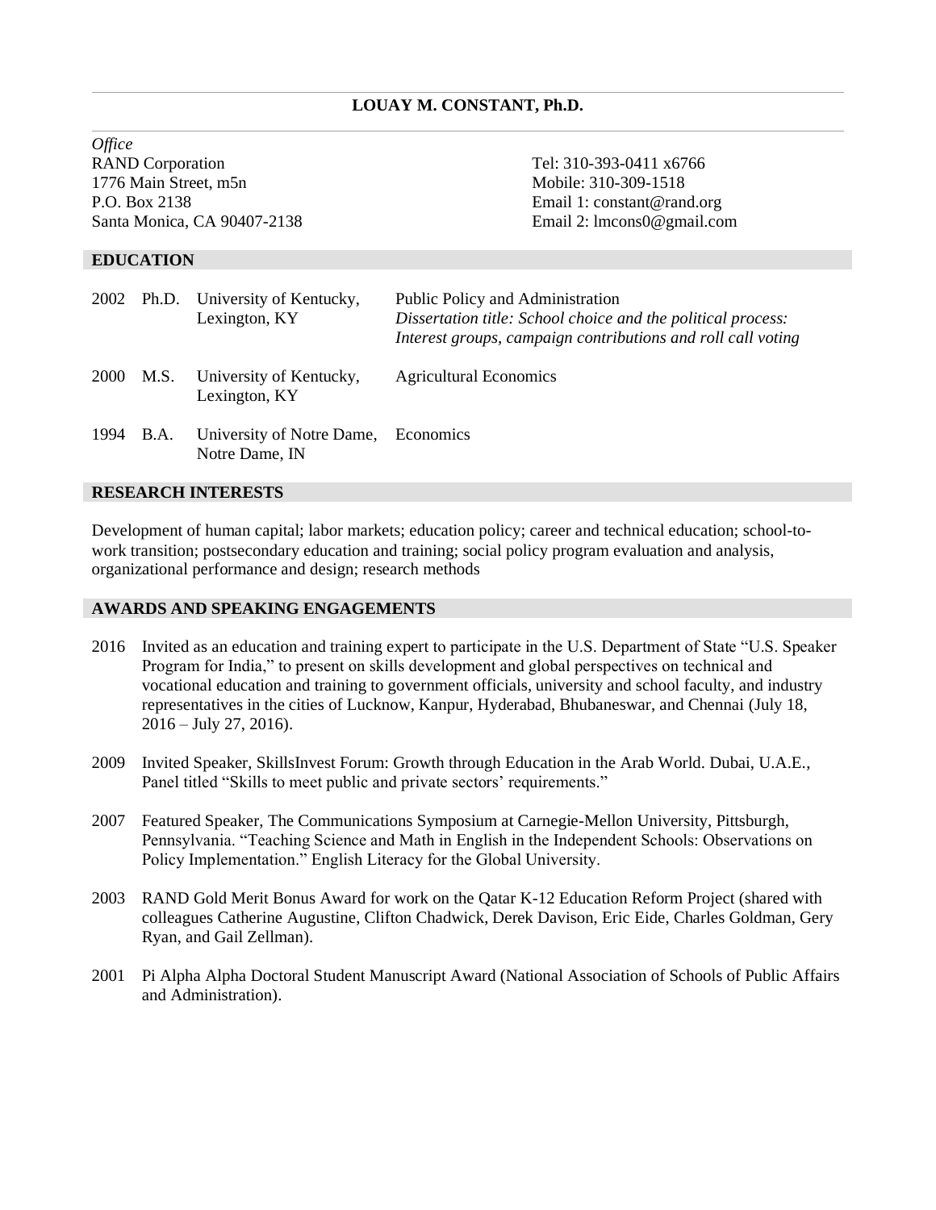# LOUAY M. CONSTANT, Ph.D.

*Office*
RAND Corporation
1776 Main Street, m5n
P.O. Box 2138
Santa Monica, CA 90407-2138

Tel: 310-393-0411 x6766
Mobile: 310-309-1518
Email 1: constant@rand.org
Email 2: lmcons0@gmail.com

## EDUCATION

| | | | |
|---|---|---|---|
| 2002 | Ph.D. | University of Kentucky, Lexington, KY | Public Policy and Administration<br>*Dissertation title: School choice and the political process: Interest groups, campaign contributions and roll call voting* |
| 2000 | M.S. | University of Kentucky, Lexington, KY | Agricultural Economics |
| 1994 | B.A. | University of Notre Dame, Notre Dame, IN | Economics |

## RESEARCH INTERESTS

Development of human capital; labor markets; education policy; career and technical education; school-to-work transition; postsecondary education and training; social policy program evaluation and analysis, organizational performance and design; research methods

## AWARDS AND SPEAKING ENGAGEMENTS

2016 Invited as an education and training expert to participate in the U.S. Department of State "U.S. Speaker Program for India," to present on skills development and global perspectives on technical and vocational education and training to government officials, university and school faculty, and industry representatives in the cities of Lucknow, Kanpur, Hyderabad, Bhubaneswar, and Chennai (July 18, 2016 – July 27, 2016).

2009 Invited Speaker, SkillsInvest Forum: Growth through Education in the Arab World. Dubai, U.A.E., Panel titled "Skills to meet public and private sectors' requirements."

2007 Featured Speaker, The Communications Symposium at Carnegie-Mellon University, Pittsburgh, Pennsylvania. "Teaching Science and Math in English in the Independent Schools: Observations on Policy Implementation." English Literacy for the Global University.

2003 RAND Gold Merit Bonus Award for work on the Qatar K-12 Education Reform Project (shared with colleagues Catherine Augustine, Clifton Chadwick, Derek Davison, Eric Eide, Charles Goldman, Gery Ryan, and Gail Zellman).

2001 Pi Alpha Alpha Doctoral Student Manuscript Award (National Association of Schools of Public Affairs and Administration).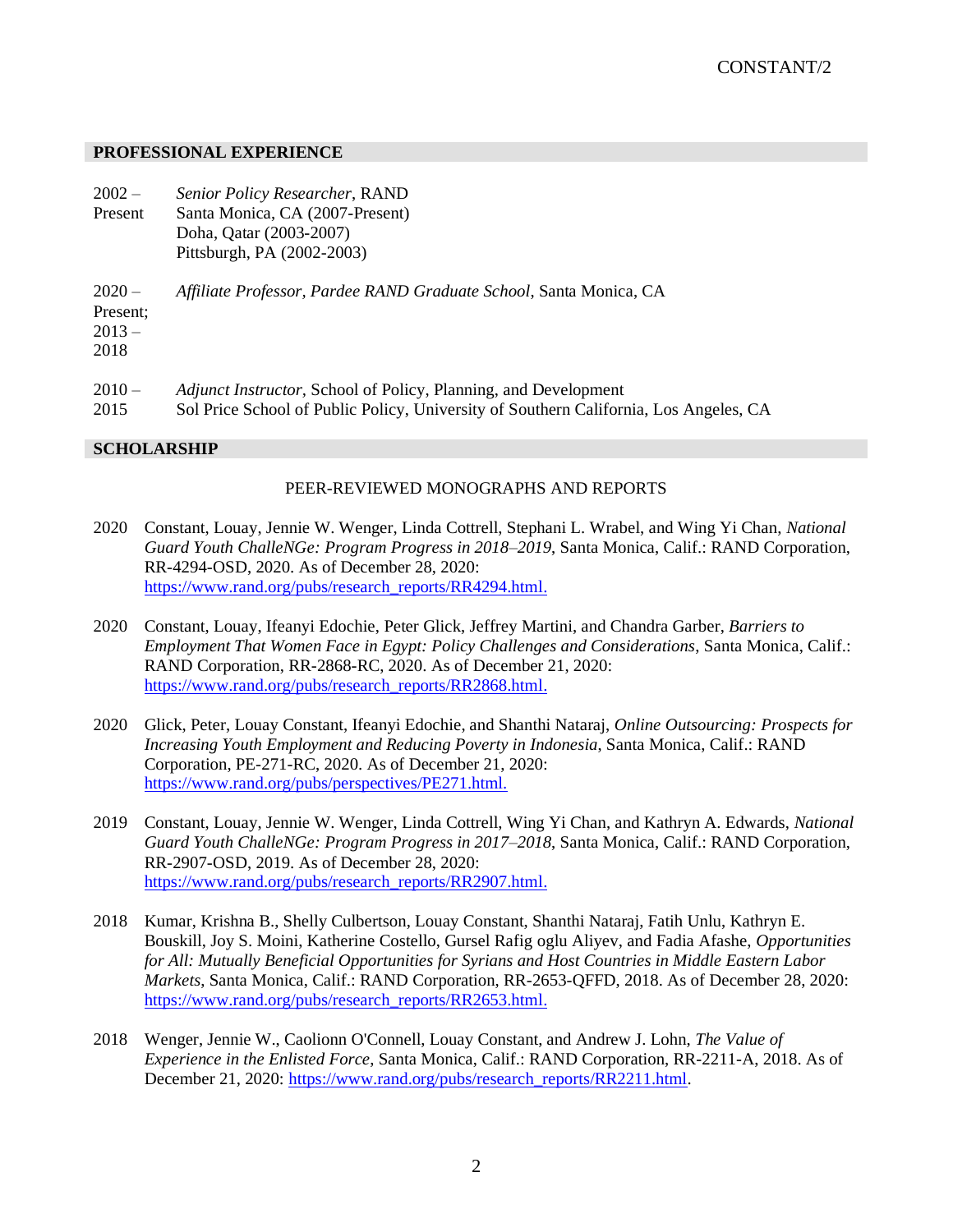## PROFESSIONAL EXPERIENCE

2002 – Present — *Senior Policy Researcher*, RAND
Santa Monica, CA (2007-Present)
Doha, Qatar (2003-2007)
Pittsburgh, PA (2002-2003)

2020 – Present; 2013 – 2018 — *Affiliate Professor, Pardee RAND Graduate School*, Santa Monica, CA

2010 – 2015 — *Adjunct Instructor*, School of Policy, Planning, and Development
Sol Price School of Public Policy, University of Southern California, Los Angeles, CA

## SCHOLARSHIP

### PEER-REVIEWED MONOGRAPHS AND REPORTS

2020 Constant, Louay, Jennie W. Wenger, Linda Cottrell, Stephani L. Wrabel, and Wing Yi Chan, *National Guard Youth ChalleNGe: Program Progress in 2018–2019*, Santa Monica, Calif.: RAND Corporation, RR-4294-OSD, 2020. As of December 28, 2020: https://www.rand.org/pubs/research_reports/RR4294.html.

2020 Constant, Louay, Ifeanyi Edochie, Peter Glick, Jeffrey Martini, and Chandra Garber, *Barriers to Employment That Women Face in Egypt: Policy Challenges and Considerations*, Santa Monica, Calif.: RAND Corporation, RR-2868-RC, 2020. As of December 21, 2020: https://www.rand.org/pubs/research_reports/RR2868.html.

2020 Glick, Peter, Louay Constant, Ifeanyi Edochie, and Shanthi Nataraj, *Online Outsourcing: Prospects for Increasing Youth Employment and Reducing Poverty in Indonesia*, Santa Monica, Calif.: RAND Corporation, PE-271-RC, 2020. As of December 21, 2020: https://www.rand.org/pubs/perspectives/PE271.html.

2019 Constant, Louay, Jennie W. Wenger, Linda Cottrell, Wing Yi Chan, and Kathryn A. Edwards, *National Guard Youth ChalleNGe: Program Progress in 2017–2018*, Santa Monica, Calif.: RAND Corporation, RR-2907-OSD, 2019. As of December 28, 2020: https://www.rand.org/pubs/research_reports/RR2907.html.

2018 Kumar, Krishna B., Shelly Culbertson, Louay Constant, Shanthi Nataraj, Fatih Unlu, Kathryn E. Bouskill, Joy S. Moini, Katherine Costello, Gursel Rafig oglu Aliyev, and Fadia Afashe, *Opportunities for All: Mutually Beneficial Opportunities for Syrians and Host Countries in Middle Eastern Labor Markets*, Santa Monica, Calif.: RAND Corporation, RR-2653-QFFD, 2018. As of December 28, 2020: https://www.rand.org/pubs/research_reports/RR2653.html.

2018 Wenger, Jennie W., Caolionn O'Connell, Louay Constant, and Andrew J. Lohn, *The Value of Experience in the Enlisted Force*, Santa Monica, Calif.: RAND Corporation, RR-2211-A, 2018. As of December 21, 2020: https://www.rand.org/pubs/research_reports/RR2211.html.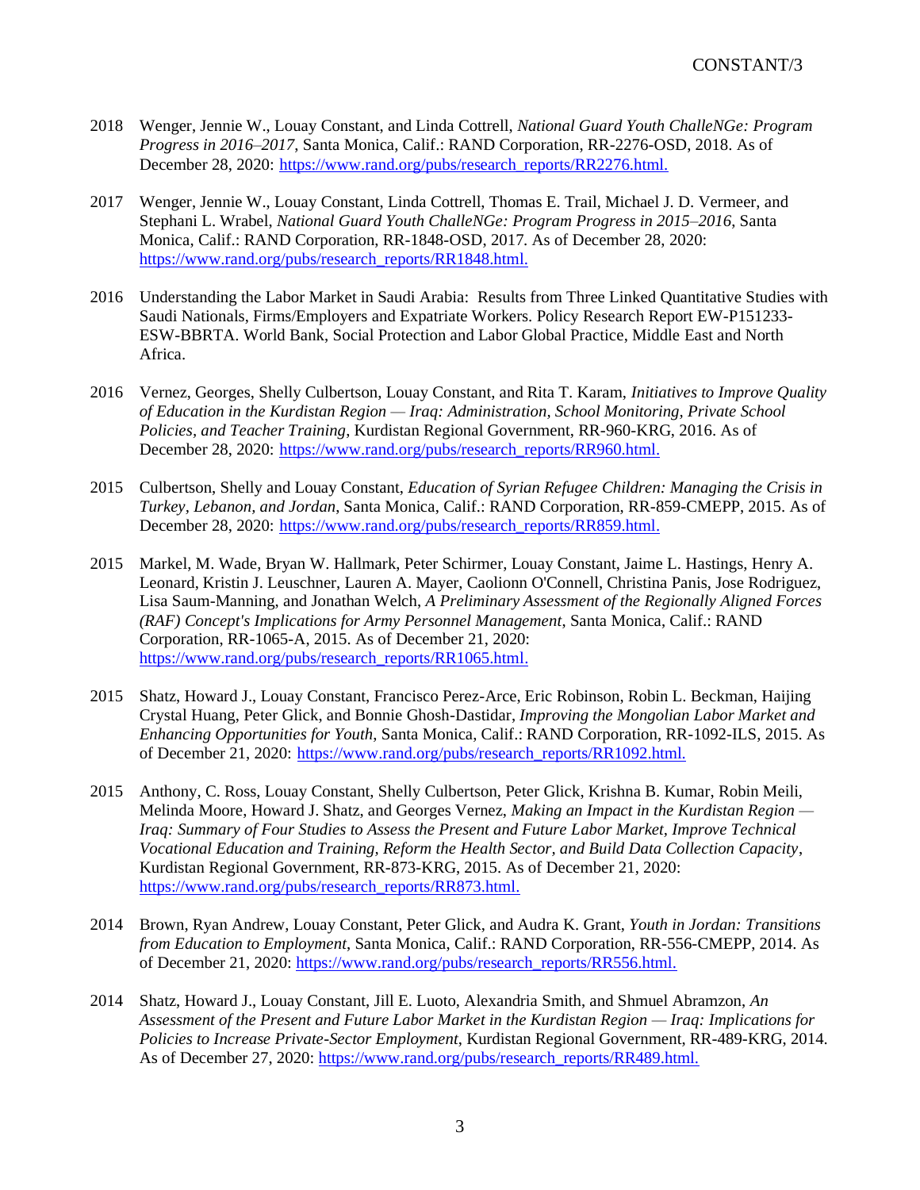2018 Wenger, Jennie W., Louay Constant, and Linda Cottrell, *National Guard Youth ChalleNGe: Program Progress in 2016–2017*, Santa Monica, Calif.: RAND Corporation, RR-2276-OSD, 2018. As of December 28, 2020: https://www.rand.org/pubs/research_reports/RR2276.html.

2017 Wenger, Jennie W., Louay Constant, Linda Cottrell, Thomas E. Trail, Michael J. D. Vermeer, and Stephani L. Wrabel, *National Guard Youth ChalleNGe: Program Progress in 2015–2016*, Santa Monica, Calif.: RAND Corporation, RR-1848-OSD, 2017. As of December 28, 2020: https://www.rand.org/pubs/research_reports/RR1848.html.

2016 Understanding the Labor Market in Saudi Arabia: Results from Three Linked Quantitative Studies with Saudi Nationals, Firms/Employers and Expatriate Workers. Policy Research Report EW-P151233-ESW-BBRTA. World Bank, Social Protection and Labor Global Practice, Middle East and North Africa.

2016 Vernez, Georges, Shelly Culbertson, Louay Constant, and Rita T. Karam, *Initiatives to Improve Quality of Education in the Kurdistan Region — Iraq: Administration, School Monitoring, Private School Policies, and Teacher Training*, Kurdistan Regional Government, RR-960-KRG, 2016. As of December 28, 2020: https://www.rand.org/pubs/research_reports/RR960.html.

2015 Culbertson, Shelly and Louay Constant, *Education of Syrian Refugee Children: Managing the Crisis in Turkey, Lebanon, and Jordan*, Santa Monica, Calif.: RAND Corporation, RR-859-CMEPP, 2015. As of December 28, 2020: https://www.rand.org/pubs/research_reports/RR859.html.

2015 Markel, M. Wade, Bryan W. Hallmark, Peter Schirmer, Louay Constant, Jaime L. Hastings, Henry A. Leonard, Kristin J. Leuschner, Lauren A. Mayer, Caolionn O'Connell, Christina Panis, Jose Rodriguez, Lisa Saum-Manning, and Jonathan Welch, *A Preliminary Assessment of the Regionally Aligned Forces (RAF) Concept's Implications for Army Personnel Management*, Santa Monica, Calif.: RAND Corporation, RR-1065-A, 2015. As of December 21, 2020: https://www.rand.org/pubs/research_reports/RR1065.html.

2015 Shatz, Howard J., Louay Constant, Francisco Perez-Arce, Eric Robinson, Robin L. Beckman, Haijing Crystal Huang, Peter Glick, and Bonnie Ghosh-Dastidar, *Improving the Mongolian Labor Market and Enhancing Opportunities for Youth*, Santa Monica, Calif.: RAND Corporation, RR-1092-ILS, 2015. As of December 21, 2020: https://www.rand.org/pubs/research_reports/RR1092.html.

2015 Anthony, C. Ross, Louay Constant, Shelly Culbertson, Peter Glick, Krishna B. Kumar, Robin Meili, Melinda Moore, Howard J. Shatz, and Georges Vernez, *Making an Impact in the Kurdistan Region — Iraq: Summary of Four Studies to Assess the Present and Future Labor Market, Improve Technical Vocational Education and Training, Reform the Health Sector, and Build Data Collection Capacity*, Kurdistan Regional Government, RR-873-KRG, 2015. As of December 21, 2020: https://www.rand.org/pubs/research_reports/RR873.html.

2014 Brown, Ryan Andrew, Louay Constant, Peter Glick, and Audra K. Grant, *Youth in Jordan: Transitions from Education to Employment*, Santa Monica, Calif.: RAND Corporation, RR-556-CMEPP, 2014. As of December 21, 2020: https://www.rand.org/pubs/research_reports/RR556.html.

2014 Shatz, Howard J., Louay Constant, Jill E. Luoto, Alexandria Smith, and Shmuel Abramzon, *An Assessment of the Present and Future Labor Market in the Kurdistan Region — Iraq: Implications for Policies to Increase Private-Sector Employment*, Kurdistan Regional Government, RR-489-KRG, 2014. As of December 27, 2020: https://www.rand.org/pubs/research_reports/RR489.html.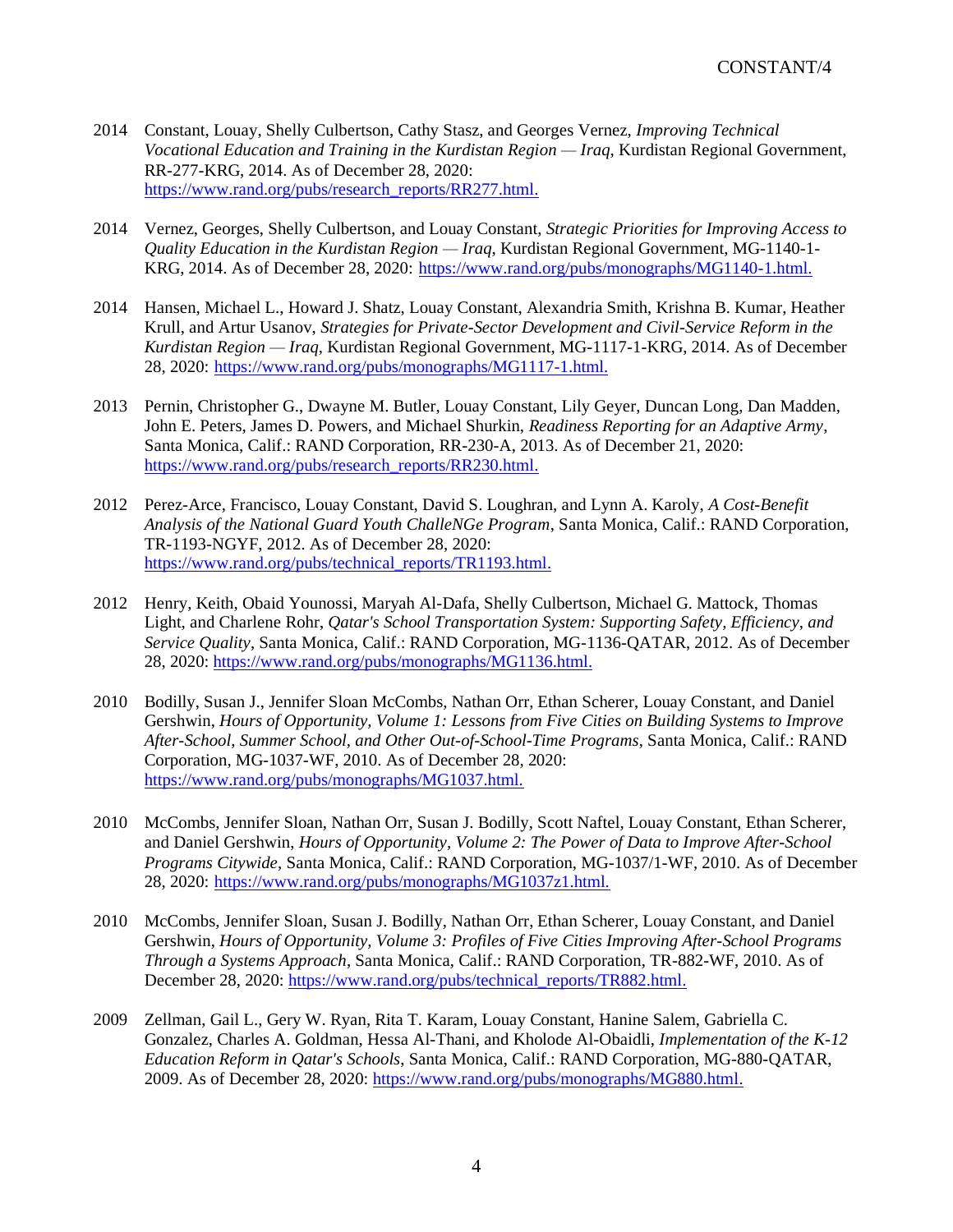2014 Constant, Louay, Shelly Culbertson, Cathy Stasz, and Georges Vernez, *Improving Technical Vocational Education and Training in the Kurdistan Region — Iraq*, Kurdistan Regional Government, RR-277-KRG, 2014. As of December 28, 2020: https://www.rand.org/pubs/research_reports/RR277.html.

2014 Vernez, Georges, Shelly Culbertson, and Louay Constant, *Strategic Priorities for Improving Access to Quality Education in the Kurdistan Region — Iraq*, Kurdistan Regional Government, MG-1140-1-KRG, 2014. As of December 28, 2020: https://www.rand.org/pubs/monographs/MG1140-1.html.

2014 Hansen, Michael L., Howard J. Shatz, Louay Constant, Alexandria Smith, Krishna B. Kumar, Heather Krull, and Artur Usanov, *Strategies for Private-Sector Development and Civil-Service Reform in the Kurdistan Region — Iraq*, Kurdistan Regional Government, MG-1117-1-KRG, 2014. As of December 28, 2020: https://www.rand.org/pubs/monographs/MG1117-1.html.

2013 Pernin, Christopher G., Dwayne M. Butler, Louay Constant, Lily Geyer, Duncan Long, Dan Madden, John E. Peters, James D. Powers, and Michael Shurkin, *Readiness Reporting for an Adaptive Army*, Santa Monica, Calif.: RAND Corporation, RR-230-A, 2013. As of December 21, 2020: https://www.rand.org/pubs/research_reports/RR230.html.

2012 Perez-Arce, Francisco, Louay Constant, David S. Loughran, and Lynn A. Karoly, *A Cost-Benefit Analysis of the National Guard Youth ChalleNGe Program*, Santa Monica, Calif.: RAND Corporation, TR-1193-NGYF, 2012. As of December 28, 2020: https://www.rand.org/pubs/technical_reports/TR1193.html.

2012 Henry, Keith, Obaid Younossi, Maryah Al-Dafa, Shelly Culbertson, Michael G. Mattock, Thomas Light, and Charlene Rohr, *Qatar's School Transportation System: Supporting Safety, Efficiency, and Service Quality*, Santa Monica, Calif.: RAND Corporation, MG-1136-QATAR, 2012. As of December 28, 2020: https://www.rand.org/pubs/monographs/MG1136.html.

2010 Bodilly, Susan J., Jennifer Sloan McCombs, Nathan Orr, Ethan Scherer, Louay Constant, and Daniel Gershwin, *Hours of Opportunity, Volume 1: Lessons from Five Cities on Building Systems to Improve After-School, Summer School, and Other Out-of-School-Time Programs*, Santa Monica, Calif.: RAND Corporation, MG-1037-WF, 2010. As of December 28, 2020: https://www.rand.org/pubs/monographs/MG1037.html.

2010 McCombs, Jennifer Sloan, Nathan Orr, Susan J. Bodilly, Scott Naftel, Louay Constant, Ethan Scherer, and Daniel Gershwin, *Hours of Opportunity, Volume 2: The Power of Data to Improve After-School Programs Citywide*, Santa Monica, Calif.: RAND Corporation, MG-1037/1-WF, 2010. As of December 28, 2020: https://www.rand.org/pubs/monographs/MG1037z1.html.

2010 McCombs, Jennifer Sloan, Susan J. Bodilly, Nathan Orr, Ethan Scherer, Louay Constant, and Daniel Gershwin, *Hours of Opportunity, Volume 3: Profiles of Five Cities Improving After-School Programs Through a Systems Approach*, Santa Monica, Calif.: RAND Corporation, TR-882-WF, 2010. As of December 28, 2020: https://www.rand.org/pubs/technical_reports/TR882.html.

2009 Zellman, Gail L., Gery W. Ryan, Rita T. Karam, Louay Constant, Hanine Salem, Gabriella C. Gonzalez, Charles A. Goldman, Hessa Al-Thani, and Kholode Al-Obaidli, *Implementation of the K-12 Education Reform in Qatar's Schools*, Santa Monica, Calif.: RAND Corporation, MG-880-QATAR, 2009. As of December 28, 2020: https://www.rand.org/pubs/monographs/MG880.html.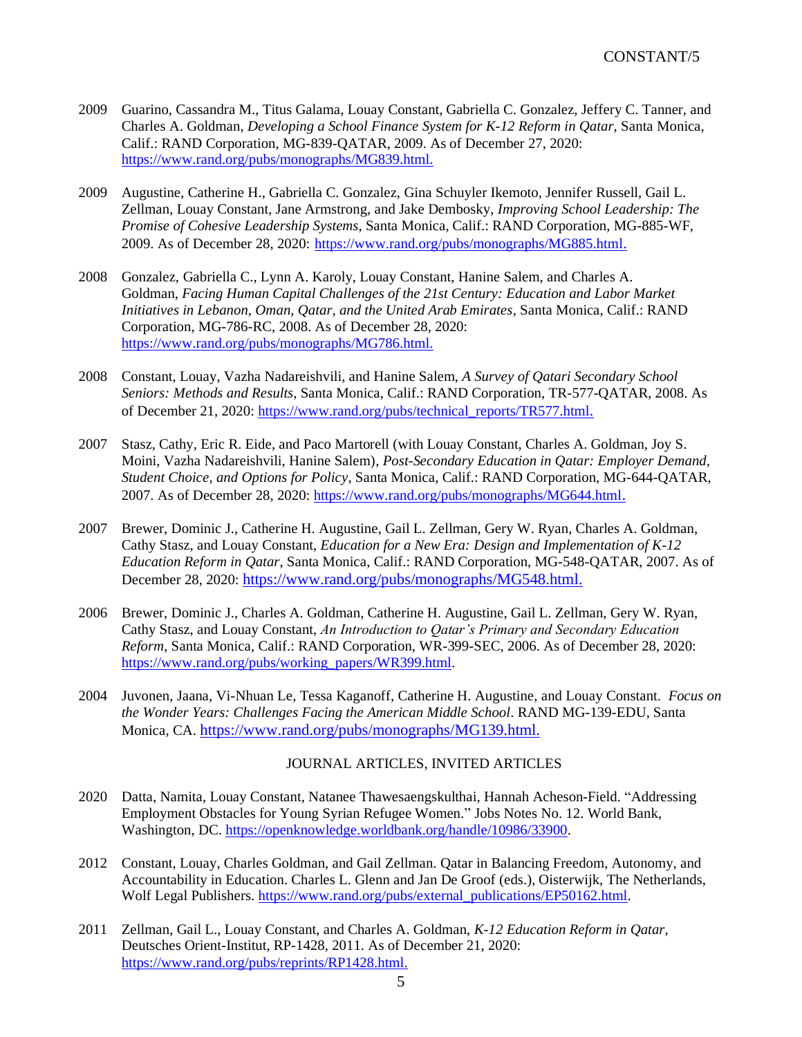2009 Guarino, Cassandra M., Titus Galama, Louay Constant, Gabriella C. Gonzalez, Jeffery C. Tanner, and Charles A. Goldman, *Developing a School Finance System for K-12 Reform in Qatar*, Santa Monica, Calif.: RAND Corporation, MG-839-QATAR, 2009. As of December 27, 2020: https://www.rand.org/pubs/monographs/MG839.html.

2009 Augustine, Catherine H., Gabriella C. Gonzalez, Gina Schuyler Ikemoto, Jennifer Russell, Gail L. Zellman, Louay Constant, Jane Armstrong, and Jake Dembosky, *Improving School Leadership: The Promise of Cohesive Leadership Systems*, Santa Monica, Calif.: RAND Corporation, MG-885-WF, 2009. As of December 28, 2020: https://www.rand.org/pubs/monographs/MG885.html.

2008 Gonzalez, Gabriella C., Lynn A. Karoly, Louay Constant, Hanine Salem, and Charles A. Goldman, *Facing Human Capital Challenges of the 21st Century: Education and Labor Market Initiatives in Lebanon, Oman, Qatar, and the United Arab Emirates*, Santa Monica, Calif.: RAND Corporation, MG-786-RC, 2008. As of December 28, 2020: https://www.rand.org/pubs/monographs/MG786.html.

2008 Constant, Louay, Vazha Nadareishvili, and Hanine Salem, *A Survey of Qatari Secondary School Seniors: Methods and Results*, Santa Monica, Calif.: RAND Corporation, TR-577-QATAR, 2008. As of December 21, 2020: https://www.rand.org/pubs/technical_reports/TR577.html.

2007 Stasz, Cathy, Eric R. Eide, and Paco Martorell (with Louay Constant, Charles A. Goldman, Joy S. Moini, Vazha Nadareishvili, Hanine Salem), *Post-Secondary Education in Qatar: Employer Demand, Student Choice, and Options for Policy*, Santa Monica, Calif.: RAND Corporation, MG-644-QATAR, 2007. As of December 28, 2020: https://www.rand.org/pubs/monographs/MG644.html.

2007 Brewer, Dominic J., Catherine H. Augustine, Gail L. Zellman, Gery W. Ryan, Charles A. Goldman, Cathy Stasz, and Louay Constant, *Education for a New Era: Design and Implementation of K-12 Education Reform in Qatar*, Santa Monica, Calif.: RAND Corporation, MG-548-QATAR, 2007. As of December 28, 2020: https://www.rand.org/pubs/monographs/MG548.html.

2006 Brewer, Dominic J., Charles A. Goldman, Catherine H. Augustine, Gail L. Zellman, Gery W. Ryan, Cathy Stasz, and Louay Constant, *An Introduction to Qatar's Primary and Secondary Education Reform*, Santa Monica, Calif.: RAND Corporation, WR-399-SEC, 2006. As of December 28, 2020: https://www.rand.org/pubs/working_papers/WR399.html.

2004 Juvonen, Jaana, Vi-Nhuan Le, Tessa Kaganoff, Catherine H. Augustine, and Louay Constant. *Focus on the Wonder Years: Challenges Facing the American Middle School*. RAND MG-139-EDU, Santa Monica, CA. https://www.rand.org/pubs/monographs/MG139.html.

## JOURNAL ARTICLES, INVITED ARTICLES

2020 Datta, Namita, Louay Constant, Natanee Thawesaengskulthai, Hannah Acheson-Field. "Addressing Employment Obstacles for Young Syrian Refugee Women." Jobs Notes No. 12. World Bank, Washington, DC. https://openknowledge.worldbank.org/handle/10986/33900.

2012 Constant, Louay, Charles Goldman, and Gail Zellman. Qatar in Balancing Freedom, Autonomy, and Accountability in Education. Charles L. Glenn and Jan De Groof (eds.), Oisterwijk, The Netherlands, Wolf Legal Publishers. https://www.rand.org/pubs/external_publications/EP50162.html.

2011 Zellman, Gail L., Louay Constant, and Charles A. Goldman, *K-12 Education Reform in Qatar*, Deutsches Orient-Institut, RP-1428, 2011. As of December 21, 2020: https://www.rand.org/pubs/reprints/RP1428.html.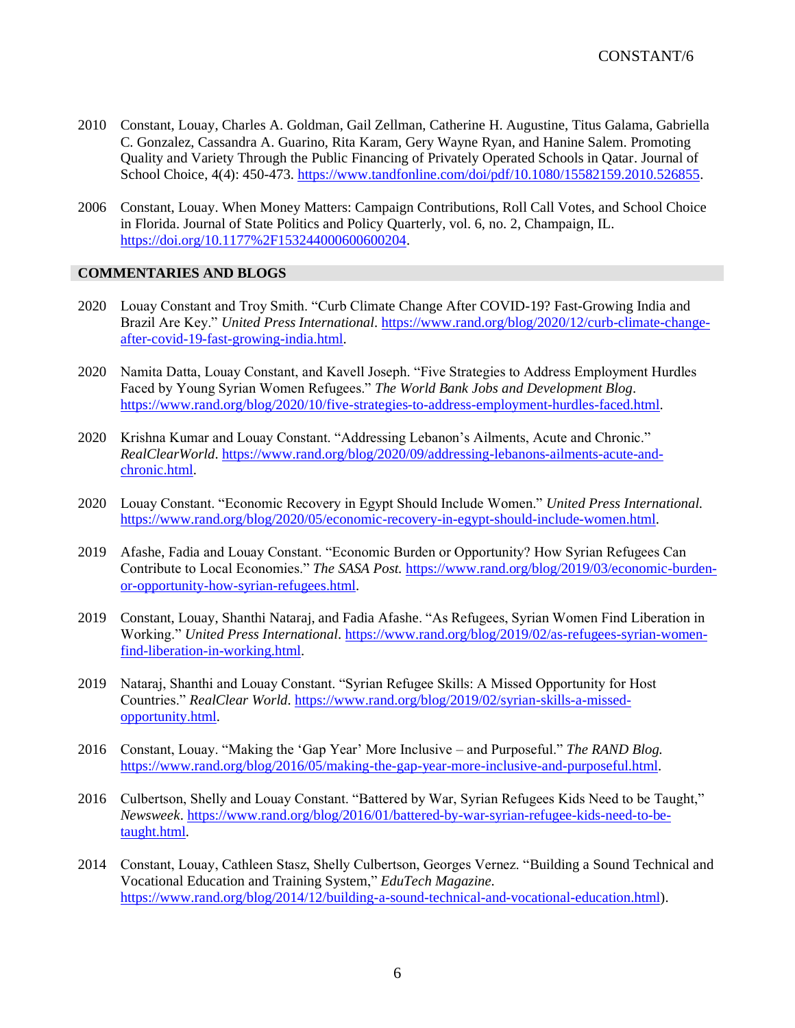2010 Constant, Louay, Charles A. Goldman, Gail Zellman, Catherine H. Augustine, Titus Galama, Gabriella C. Gonzalez, Cassandra A. Guarino, Rita Karam, Gery Wayne Ryan, and Hanine Salem. Promoting Quality and Variety Through the Public Financing of Privately Operated Schools in Qatar. Journal of School Choice, 4(4): 450-473. https://www.tandfonline.com/doi/pdf/10.1080/15582159.2010.526855.

2006 Constant, Louay. When Money Matters: Campaign Contributions, Roll Call Votes, and School Choice in Florida. Journal of State Politics and Policy Quarterly, vol. 6, no. 2, Champaign, IL. https://doi.org/10.1177%2F153244000600600204.

## COMMENTARIES AND BLOGS

2020 Louay Constant and Troy Smith. "Curb Climate Change After COVID-19? Fast-Growing India and Brazil Are Key." *United Press International*. https://www.rand.org/blog/2020/12/curb-climate-change-after-covid-19-fast-growing-india.html.

2020 Namita Datta, Louay Constant, and Kavell Joseph. "Five Strategies to Address Employment Hurdles Faced by Young Syrian Women Refugees." *The World Bank Jobs and Development Blog*. https://www.rand.org/blog/2020/10/five-strategies-to-address-employment-hurdles-faced.html.

2020 Krishna Kumar and Louay Constant. "Addressing Lebanon's Ailments, Acute and Chronic." *RealClearWorld*. https://www.rand.org/blog/2020/09/addressing-lebanons-ailments-acute-and-chronic.html.

2020 Louay Constant. "Economic Recovery in Egypt Should Include Women." *United Press International.* https://www.rand.org/blog/2020/05/economic-recovery-in-egypt-should-include-women.html.

2019 Afashe, Fadia and Louay Constant. "Economic Burden or Opportunity? How Syrian Refugees Can Contribute to Local Economies." *The SASA Post.* https://www.rand.org/blog/2019/03/economic-burden-or-opportunity-how-syrian-refugees.html.

2019 Constant, Louay, Shanthi Nataraj, and Fadia Afashe. "As Refugees, Syrian Women Find Liberation in Working." *United Press International*. https://www.rand.org/blog/2019/02/as-refugees-syrian-women-find-liberation-in-working.html.

2019 Nataraj, Shanthi and Louay Constant. "Syrian Refugee Skills: A Missed Opportunity for Host Countries." *RealClear World*. https://www.rand.org/blog/2019/02/syrian-skills-a-missed-opportunity.html.

2016 Constant, Louay. "Making the 'Gap Year' More Inclusive – and Purposeful." *The RAND Blog.* https://www.rand.org/blog/2016/05/making-the-gap-year-more-inclusive-and-purposeful.html.

2016 Culbertson, Shelly and Louay Constant. "Battered by War, Syrian Refugees Kids Need to be Taught," *Newsweek*. https://www.rand.org/blog/2016/01/battered-by-war-syrian-refugee-kids-need-to-be-taught.html.

2014 Constant, Louay, Cathleen Stasz, Shelly Culbertson, Georges Vernez. "Building a Sound Technical and Vocational Education and Training System," *EduTech Magazine.* https://www.rand.org/blog/2014/12/building-a-sound-technical-and-vocational-education.html).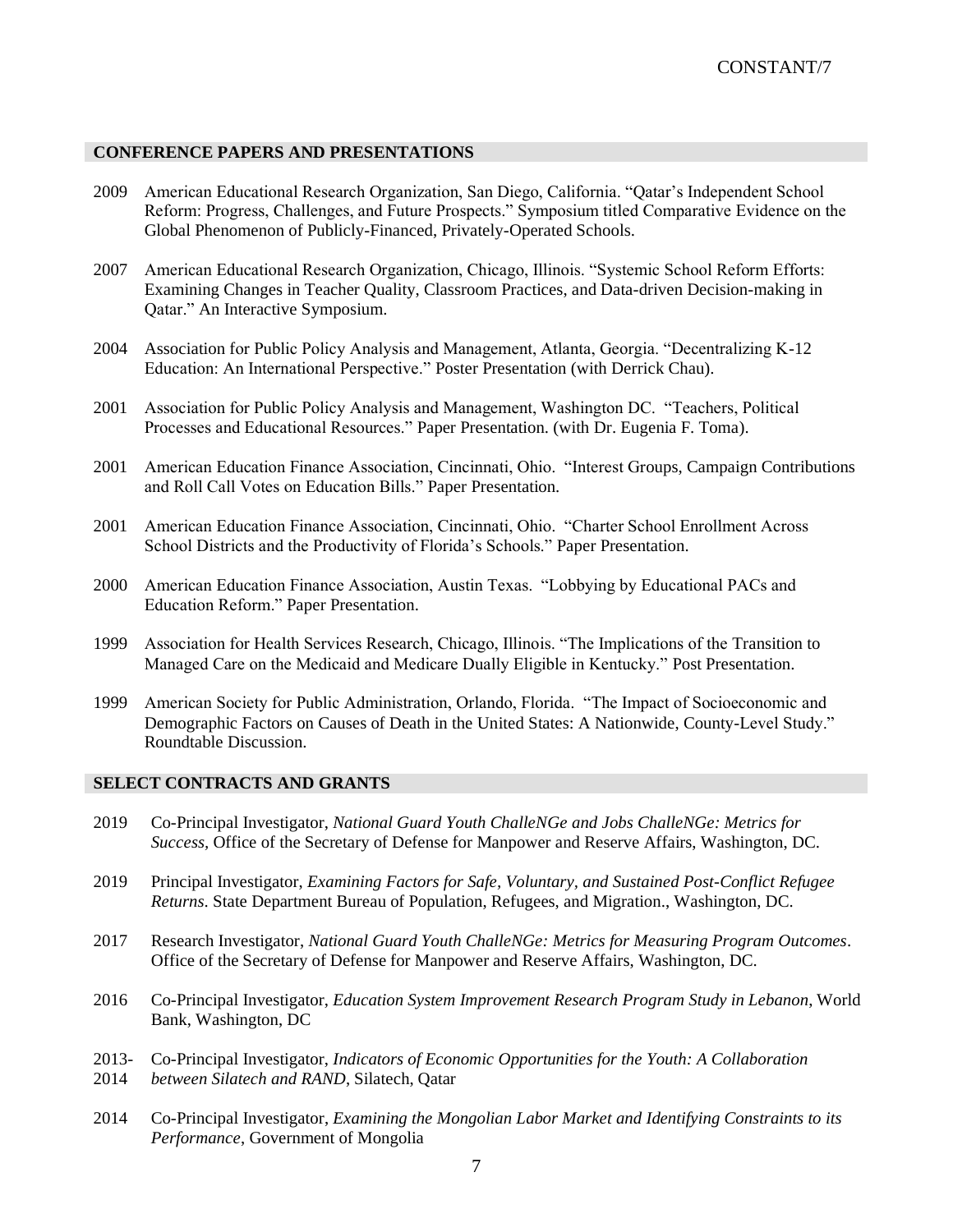## CONFERENCE PAPERS AND PRESENTATIONS

2009 American Educational Research Organization, San Diego, California. "Qatar's Independent School Reform: Progress, Challenges, and Future Prospects." Symposium titled Comparative Evidence on the Global Phenomenon of Publicly-Financed, Privately-Operated Schools.

2007 American Educational Research Organization, Chicago, Illinois. "Systemic School Reform Efforts: Examining Changes in Teacher Quality, Classroom Practices, and Data-driven Decision-making in Qatar." An Interactive Symposium.

2004 Association for Public Policy Analysis and Management, Atlanta, Georgia. "Decentralizing K-12 Education: An International Perspective." Poster Presentation (with Derrick Chau).

2001 Association for Public Policy Analysis and Management, Washington DC. "Teachers, Political Processes and Educational Resources." Paper Presentation. (with Dr. Eugenia F. Toma).

2001 American Education Finance Association, Cincinnati, Ohio. "Interest Groups, Campaign Contributions and Roll Call Votes on Education Bills." Paper Presentation.

2001 American Education Finance Association, Cincinnati, Ohio. "Charter School Enrollment Across School Districts and the Productivity of Florida's Schools." Paper Presentation.

2000 American Education Finance Association, Austin Texas. "Lobbying by Educational PACs and Education Reform." Paper Presentation.

1999 Association for Health Services Research, Chicago, Illinois. "The Implications of the Transition to Managed Care on the Medicaid and Medicare Dually Eligible in Kentucky." Post Presentation.

1999 American Society for Public Administration, Orlando, Florida. "The Impact of Socioeconomic and Demographic Factors on Causes of Death in the United States: A Nationwide, County-Level Study." Roundtable Discussion.

## SELECT CONTRACTS AND GRANTS

2019 Co-Principal Investigator, *National Guard Youth ChalleNGe and Jobs ChalleNGe: Metrics for Success,* Office of the Secretary of Defense for Manpower and Reserve Affairs, Washington, DC.

2019 Principal Investigator, *Examining Factors for Safe, Voluntary, and Sustained Post-Conflict Refugee Returns*. State Department Bureau of Population, Refugees, and Migration., Washington, DC.

2017 Research Investigator, *National Guard Youth ChalleNGe: Metrics for Measuring Program Outcomes*. Office of the Secretary of Defense for Manpower and Reserve Affairs, Washington, DC.

2016 Co-Principal Investigator, *Education System Improvement Research Program Study in Lebanon*, World Bank, Washington, DC

2013-2014 Co-Principal Investigator, *Indicators of Economic Opportunities for the Youth: A Collaboration between Silatech and RAND*, Silatech, Qatar

2014 Co-Principal Investigator, *Examining the Mongolian Labor Market and Identifying Constraints to its Performance*, Government of Mongolia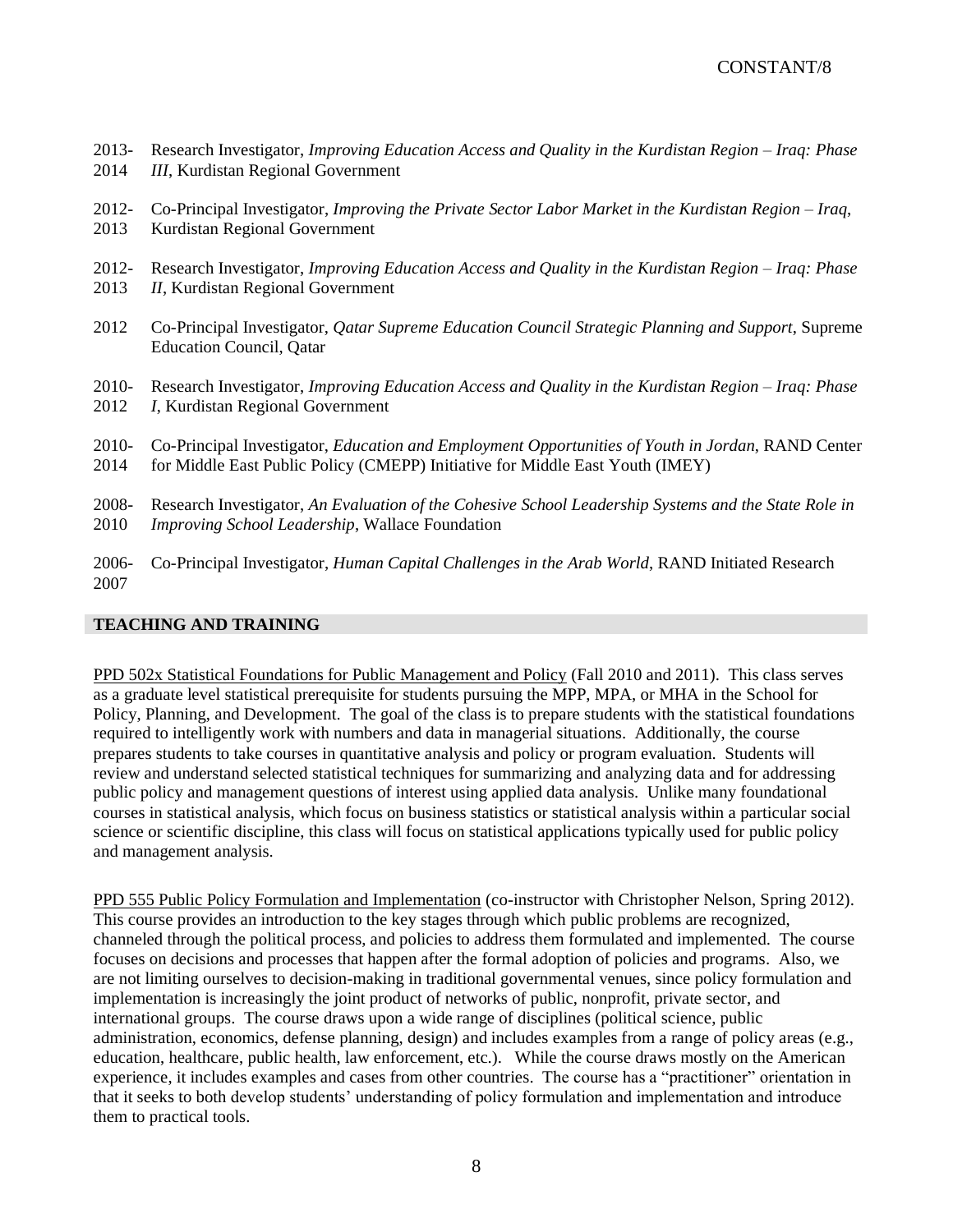2013-2014 Research Investigator, *Improving Education Access and Quality in the Kurdistan Region – Iraq: Phase III*, Kurdistan Regional Government

2012-2013 Co-Principal Investigator, *Improving the Private Sector Labor Market in the Kurdistan Region – Iraq*, Kurdistan Regional Government

2012-2013 Research Investigator, *Improving Education Access and Quality in the Kurdistan Region – Iraq: Phase II*, Kurdistan Regional Government

2012 Co-Principal Investigator, *Qatar Supreme Education Council Strategic Planning and Support*, Supreme Education Council, Qatar

2010-2012 Research Investigator, *Improving Education Access and Quality in the Kurdistan Region – Iraq: Phase I*, Kurdistan Regional Government

2010-2014 Co-Principal Investigator, *Education and Employment Opportunities of Youth in Jordan*, RAND Center for Middle East Public Policy (CMEPP) Initiative for Middle East Youth (IMEY)

2008-2010 Research Investigator, *An Evaluation of the Cohesive School Leadership Systems and the State Role in Improving School Leadership*, Wallace Foundation

2006-2007 Co-Principal Investigator, *Human Capital Challenges in the Arab World*, RAND Initiated Research

## TEACHING AND TRAINING

PPD 502x Statistical Foundations for Public Management and Policy (Fall 2010 and 2011). This class serves as a graduate level statistical prerequisite for students pursuing the MPP, MPA, or MHA in the School for Policy, Planning, and Development. The goal of the class is to prepare students with the statistical foundations required to intelligently work with numbers and data in managerial situations. Additionally, the course prepares students to take courses in quantitative analysis and policy or program evaluation. Students will review and understand selected statistical techniques for summarizing and analyzing data and for addressing public policy and management questions of interest using applied data analysis. Unlike many foundational courses in statistical analysis, which focus on business statistics or statistical analysis within a particular social science or scientific discipline, this class will focus on statistical applications typically used for public policy and management analysis.

PPD 555 Public Policy Formulation and Implementation (co-instructor with Christopher Nelson, Spring 2012). This course provides an introduction to the key stages through which public problems are recognized, channeled through the political process, and policies to address them formulated and implemented. The course focuses on decisions and processes that happen after the formal adoption of policies and programs. Also, we are not limiting ourselves to decision-making in traditional governmental venues, since policy formulation and implementation is increasingly the joint product of networks of public, nonprofit, private sector, and international groups. The course draws upon a wide range of disciplines (political science, public administration, economics, defense planning, design) and includes examples from a range of policy areas (e.g., education, healthcare, public health, law enforcement, etc.). While the course draws mostly on the American experience, it includes examples and cases from other countries. The course has a "practitioner" orientation in that it seeks to both develop students' understanding of policy formulation and implementation and introduce them to practical tools.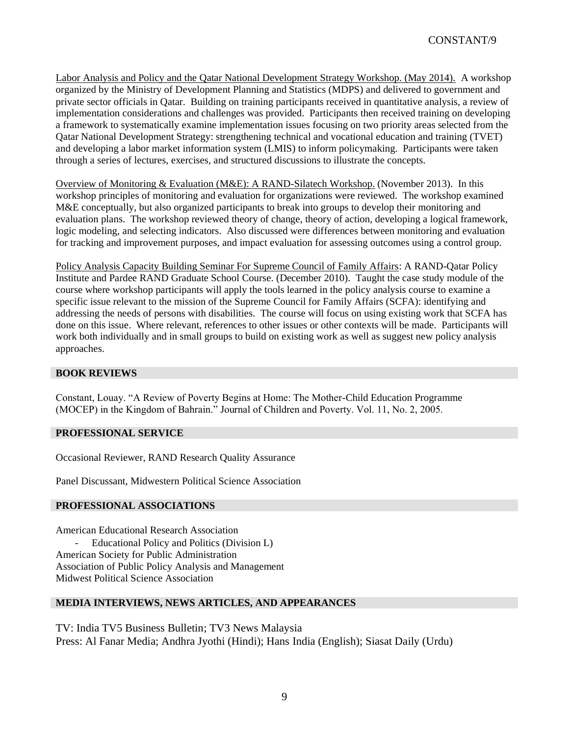Labor Analysis and Policy and the Qatar National Development Strategy Workshop. (May 2014). A workshop organized by the Ministry of Development Planning and Statistics (MDPS) and delivered to government and private sector officials in Qatar. Building on training participants received in quantitative analysis, a review of implementation considerations and challenges was provided. Participants then received training on developing a framework to systematically examine implementation issues focusing on two priority areas selected from the Qatar National Development Strategy: strengthening technical and vocational education and training (TVET) and developing a labor market information system (LMIS) to inform policymaking. Participants were taken through a series of lectures, exercises, and structured discussions to illustrate the concepts.

Overview of Monitoring & Evaluation (M&E): A RAND-Silatech Workshop. (November 2013). In this workshop principles of monitoring and evaluation for organizations were reviewed. The workshop examined M&E conceptually, but also organized participants to break into groups to develop their monitoring and evaluation plans. The workshop reviewed theory of change, theory of action, developing a logical framework, logic modeling, and selecting indicators. Also discussed were differences between monitoring and evaluation for tracking and improvement purposes, and impact evaluation for assessing outcomes using a control group.

Policy Analysis Capacity Building Seminar For Supreme Council of Family Affairs: A RAND-Qatar Policy Institute and Pardee RAND Graduate School Course. (December 2010). Taught the case study module of the course where workshop participants will apply the tools learned in the policy analysis course to examine a specific issue relevant to the mission of the Supreme Council for Family Affairs (SCFA): identifying and addressing the needs of persons with disabilities. The course will focus on using existing work that SCFA has done on this issue. Where relevant, references to other issues or other contexts will be made. Participants will work both individually and in small groups to build on existing work as well as suggest new policy analysis approaches.

## BOOK REVIEWS

Constant, Louay. "A Review of Poverty Begins at Home: The Mother-Child Education Programme (MOCEP) in the Kingdom of Bahrain." Journal of Children and Poverty. Vol. 11, No. 2, 2005.

## PROFESSIONAL SERVICE

Occasional Reviewer, RAND Research Quality Assurance

Panel Discussant, Midwestern Political Science Association

## PROFESSIONAL ASSOCIATIONS

American Educational Research Association
- Educational Policy and Politics (Division L)

American Society for Public Administration
Association of Public Policy Analysis and Management
Midwest Political Science Association

## MEDIA INTERVIEWS, NEWS ARTICLES, AND APPEARANCES

TV: India TV5 Business Bulletin; TV3 News Malaysia
Press: Al Fanar Media; Andhra Jyothi (Hindi); Hans India (English); Siasat Daily (Urdu)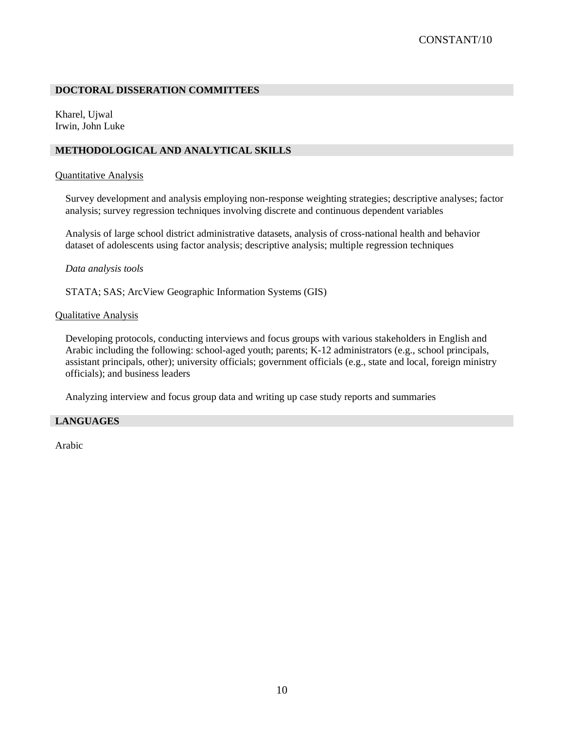## DOCTORAL DISSERATION COMMITTEES

Kharel, Ujwal
Irwin, John Luke

## METHODOLOGICAL AND ANALYTICAL SKILLS

Quantitative Analysis

Survey development and analysis employing non-response weighting strategies; descriptive analyses; factor analysis; survey regression techniques involving discrete and continuous dependent variables

Analysis of large school district administrative datasets, analysis of cross-national health and behavior dataset of adolescents using factor analysis; descriptive analysis; multiple regression techniques

*Data analysis tools*

STATA; SAS; ArcView Geographic Information Systems (GIS)

Qualitative Analysis

Developing protocols, conducting interviews and focus groups with various stakeholders in English and Arabic including the following: school-aged youth; parents; K-12 administrators (e.g., school principals, assistant principals, other); university officials; government officials (e.g., state and local, foreign ministry officials); and business leaders

Analyzing interview and focus group data and writing up case study reports and summaries

## LANGUAGES

Arabic